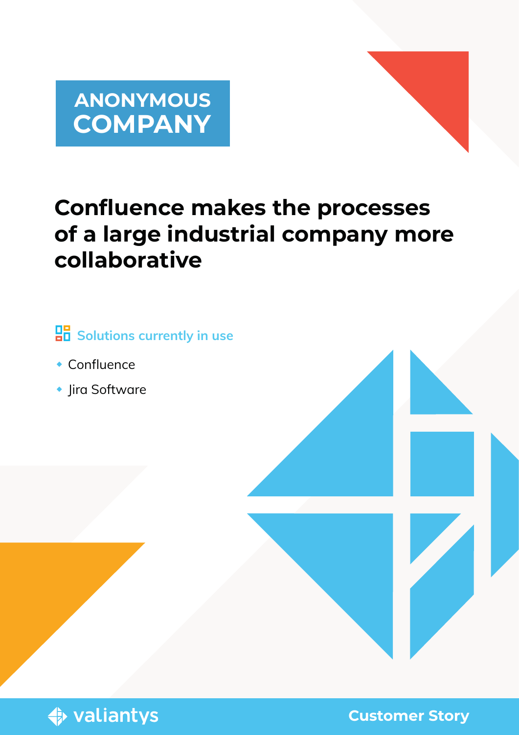ANONYMOUS COMPANY

# Confluence makes the processes of a large industrial company more collaborative

**Solutions currently in use**

- Confluence
- Jira Software

valiantys

Customer Story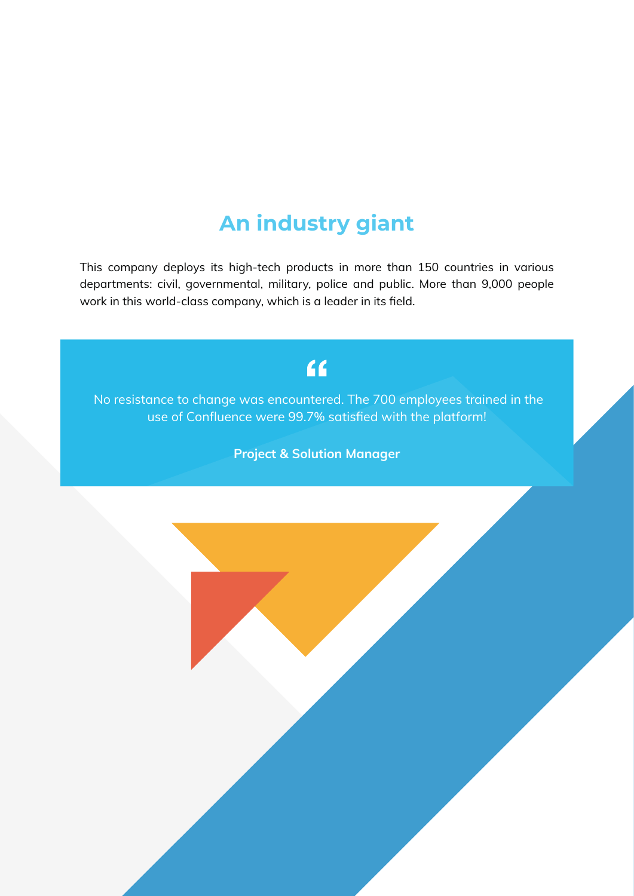## An industry giant

This company deploys its high-tech products in more than 150 countries in various departments: civil, governmental, military, police and public. More than 9,000 people work in this world-class company, which is a leader in its field.

> No resistance to change was encountered. The 700 employees trained in the use of Confluence were 99.7% satisfied with the platform!
>
> **Project & Solution Manager**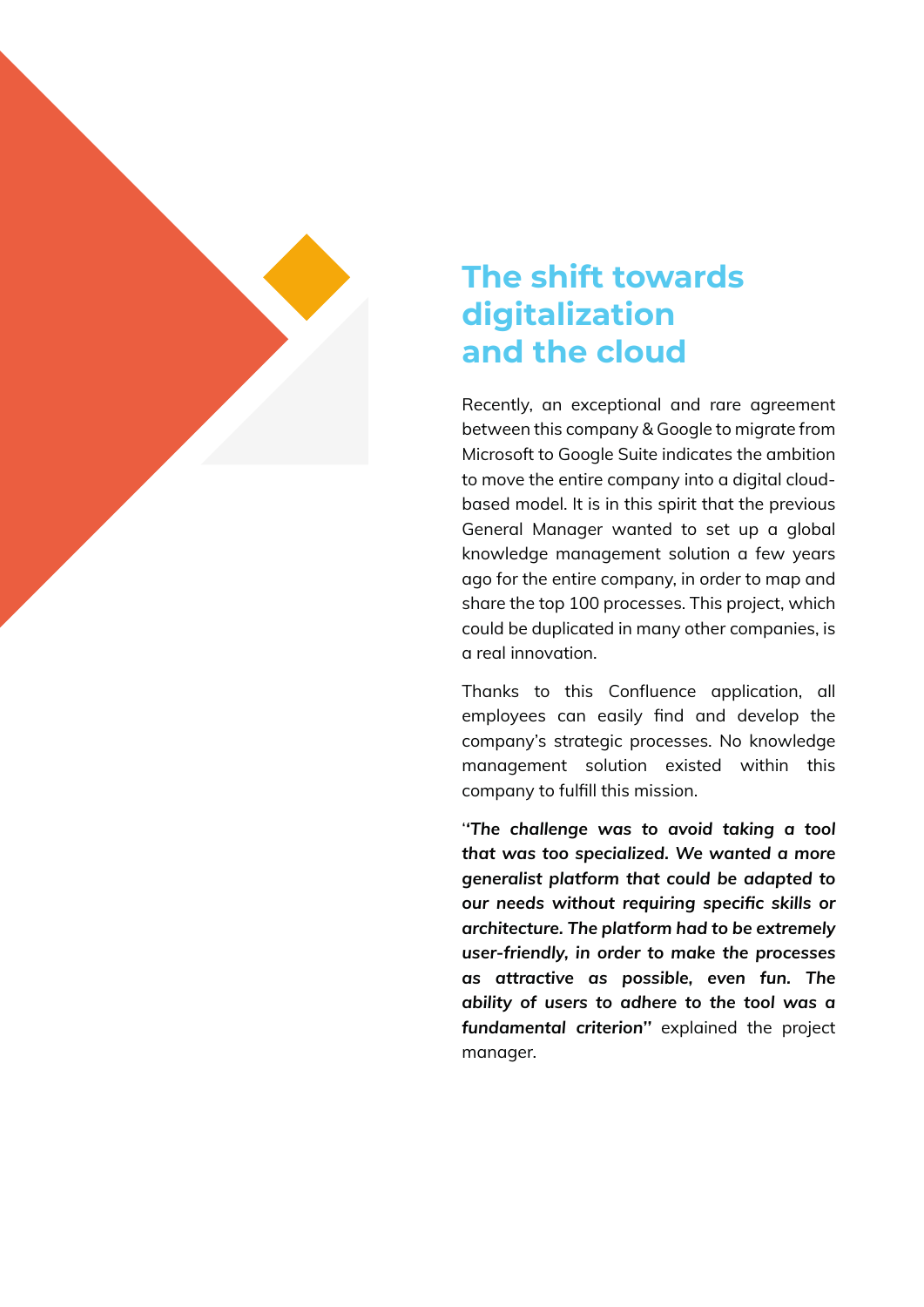## The shift towards digitalization and the cloud

Recently, an exceptional and rare agreement between this company & Google to migrate from Microsoft to Google Suite indicates the ambition to move the entire company into a digital cloud-based model. It is in this spirit that the previous General Manager wanted to set up a global knowledge management solution a few years ago for the entire company, in order to map and share the top 100 processes. This project, which could be duplicated in many other companies, is a real innovation.

Thanks to this Confluence application, all employees can easily find and develop the company's strategic processes. No knowledge management solution existed within this company to fulfill this mission.

***"The challenge was to avoid taking a tool that was too specialized. We wanted a more generalist platform that could be adapted to our needs without requiring specific skills or architecture. The platform had to be extremely user-friendly, in order to make the processes as attractive as possible, even fun. The ability of users to adhere to the tool was a fundamental criterion"*** explained the project manager.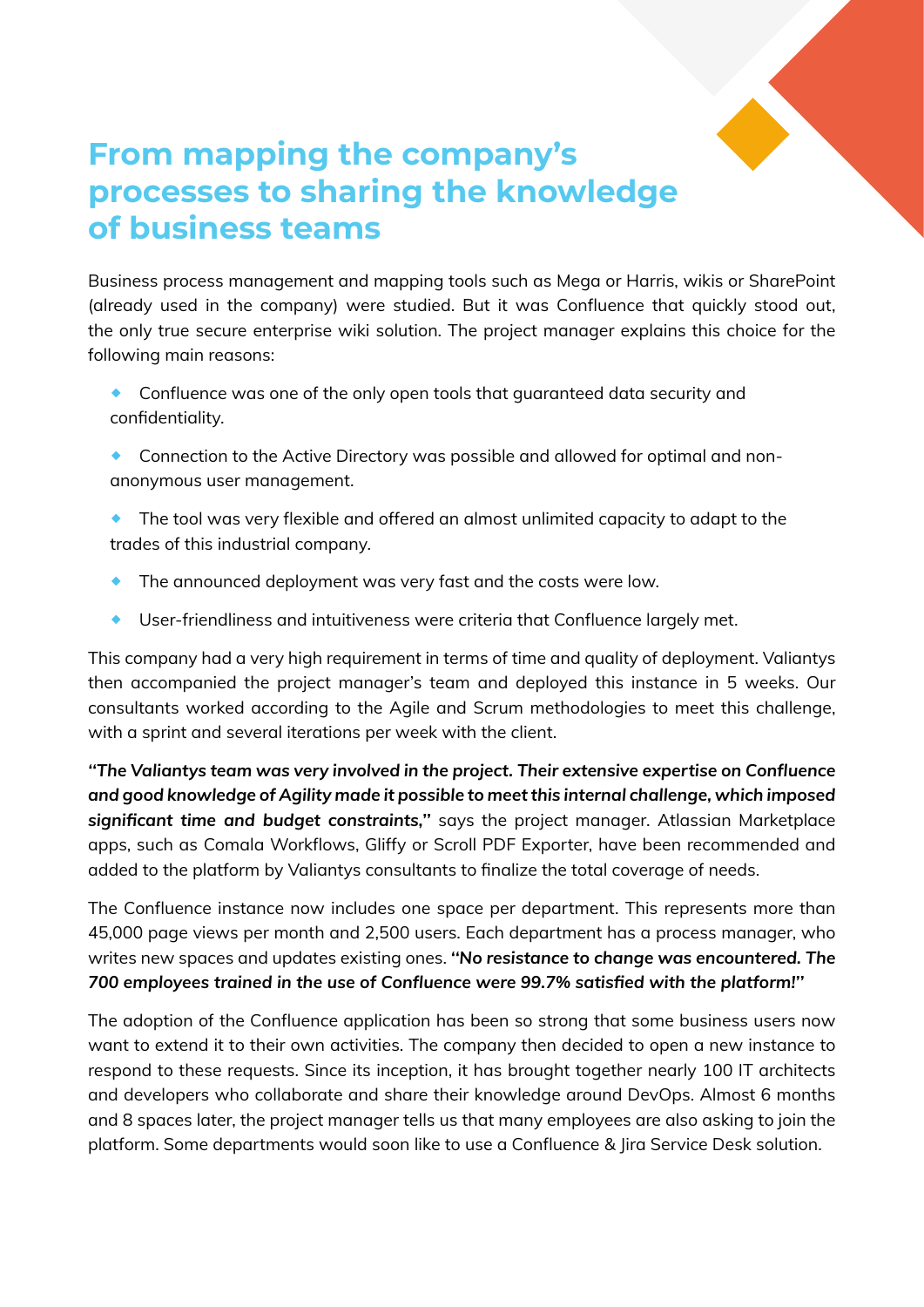# From mapping the company's processes to sharing the knowledge of business teams

Business process management and mapping tools such as Mega or Harris, wikis or SharePoint (already used in the company) were studied. But it was Confluence that quickly stood out, the only true secure enterprise wiki solution. The project manager explains this choice for the following main reasons:

- Confluence was one of the only open tools that guaranteed data security and confidentiality.
- Connection to the Active Directory was possible and allowed for optimal and non-anonymous user management.
- The tool was very flexible and offered an almost unlimited capacity to adapt to the trades of this industrial company.
- The announced deployment was very fast and the costs were low.
- User-friendliness and intuitiveness were criteria that Confluence largely met.

This company had a very high requirement in terms of time and quality of deployment. Valiantys then accompanied the project manager's team and deployed this instance in 5 weeks. Our consultants worked according to the Agile and Scrum methodologies to meet this challenge, with a sprint and several iterations per week with the client.

***"The Valiantys team was very involved in the project. Their extensive expertise on Confluence and good knowledge of Agility made it possible to meet this internal challenge, which imposed significant time and budget constraints,"*** says the project manager. Atlassian Marketplace apps, such as Comala Workflows, Gliffy or Scroll PDF Exporter, have been recommended and added to the platform by Valiantys consultants to finalize the total coverage of needs.

The Confluence instance now includes one space per department. This represents more than 45,000 page views per month and 2,500 users. Each department has a process manager, who writes new spaces and updates existing ones. ***"No resistance to change was encountered. The 700 employees trained in the use of Confluence were 99.7% satisfied with the platform!"***

The adoption of the Confluence application has been so strong that some business users now want to extend it to their own activities. The company then decided to open a new instance to respond to these requests. Since its inception, it has brought together nearly 100 IT architects and developers who collaborate and share their knowledge around DevOps. Almost 6 months and 8 spaces later, the project manager tells us that many employees are also asking to join the platform. Some departments would soon like to use a Confluence & Jira Service Desk solution.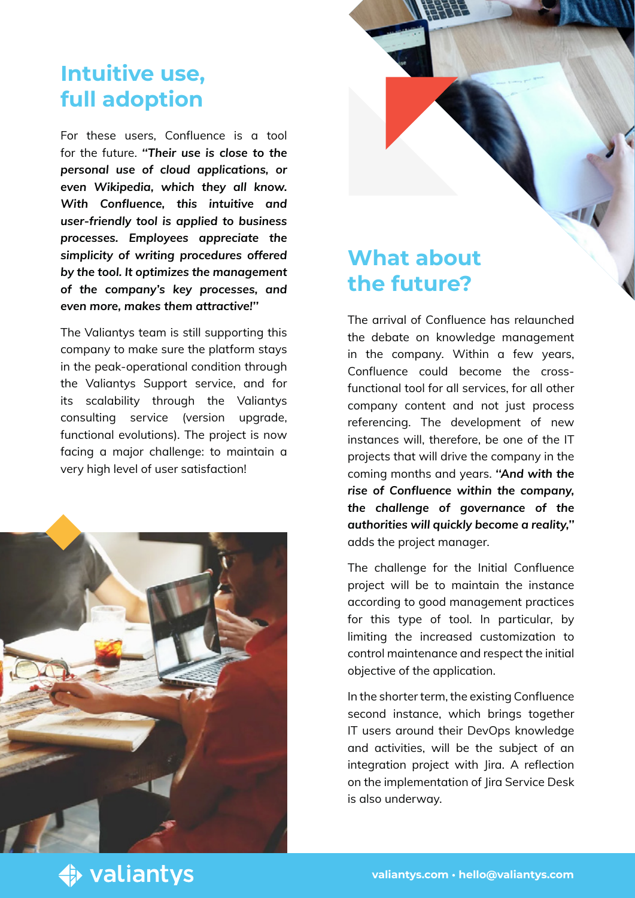## Intuitive use, full adoption

For these users, Confluence is a tool for the future. ***"Their use is close to the personal use of cloud applications, or even Wikipedia, which they all know. With Confluence, this intuitive and user-friendly tool is applied to business processes. Employees appreciate the simplicity of writing procedures offered by the tool. It optimizes the management of the company's key processes, and even more, makes them attractive!"***

The Valiantys team is still supporting this company to make sure the platform stays in the peak-operational condition through the Valiantys Support service, and for its scalability through the Valiantys consulting service (version upgrade, functional evolutions). The project is now facing a major challenge: to maintain a very high level of user satisfaction!

## What about the future?

The arrival of Confluence has relaunched the debate on knowledge management in the company. Within a few years, Confluence could become the cross-functional tool for all services, for all other company content and not just process referencing. The development of new instances will, therefore, be one of the IT projects that will drive the company in the coming months and years. ***"And with the rise of Confluence within the company, the challenge of governance of the authorities will quickly become a reality,"*** adds the project manager.

The challenge for the Initial Confluence project will be to maintain the instance according to good management practices for this type of tool. In particular, by limiting the increased customization to control maintenance and respect the initial objective of the application.

In the shorter term, the existing Confluence second instance, which brings together IT users around their DevOps knowledge and activities, will be the subject of an integration project with Jira. A reflection on the implementation of Jira Service Desk is also underway.

valiantys

**valiantys.com • hello@valiantys.com**